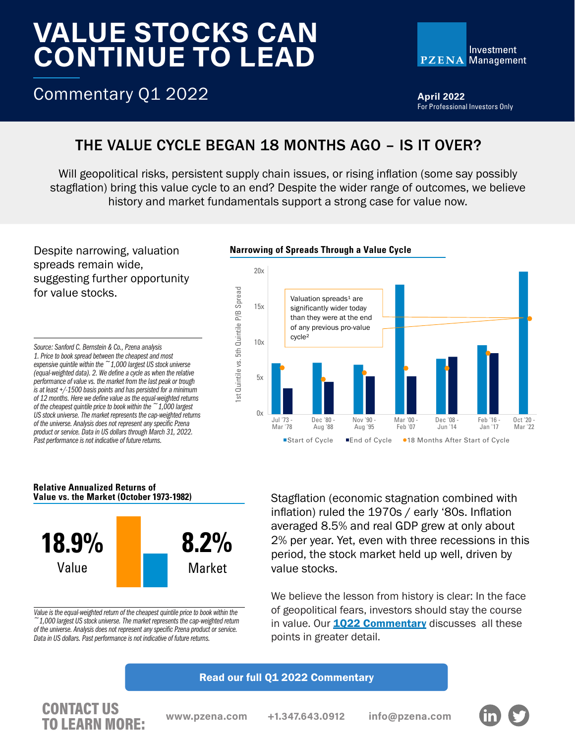# VALUE STOCKS CAN CONTINUE TO LEAD

Commentary Q1 2022

PZENA Investment Management

**April 2022**
For Professional Investors Only

## THE VALUE CYCLE BEGAN 18 MONTHS AGO – IS IT OVER?

Will geopolitical risks, persistent supply chain issues, or rising inflation (some say possibly stagflation) bring this value cycle to an end? Despite the wider range of outcomes, we believe history and market fundamentals support a strong case for value now.

Despite narrowing, valuation spreads remain wide, suggesting further opportunity for value stocks.

*Source: Sanford C. Bernstein & Co., Pzena analysis*
*1. Price to book spread between the cheapest and most expensive quintile within the ~1,000 largest US stock universe (equal-weighted data). 2. We define a cycle as when the relative performance of value vs. the market from the last peak or trough is at least +/-1500 basis points and has persisted for a minimum of 12 months. Here we define value as the equal-weighted returns of the cheapest quintile price to book within the ~1,000 largest US stock universe. The market represents the cap-weighted returns of the universe. Analysis does not represent any specific Pzena product or service. Data in US dollars through March 31, 2022. Past performance is not indicative of future returns.*

**Narrowing of Spreads Through a Value Cycle**

Valuation spreads[1] are significantly wider today than they were at the end of any previous pro-value cycle[2]

1st Quintile vs. 5th Quintile P/B Spread (0x–20x); Start of Cycle, End of Cycle, 18 Months After Start of Cycle

Cycles: Jul '73 - Mar '78; Dec '80 - Aug '88; Nov '90 - Aug '95; Mar '00 - Feb '07; Dec '08 - Jun '14; Feb '16 - Jan '17; Oct '20 - Mar '22

**Relative Annualized Returns of Value vs. the Market (October 1973-1982)**

| 18.9% | 8.2% |
|---|---|
| Value | Market |

*Value is the equal-weighted return of the cheapest quintile price to book within the ~1,000 largest US stock universe. The market represents the cap-weighted return of the universe. Analysis does not represent any specific Pzena product or service. Data in US dollars. Past performance is not indicative of future returns.*

Stagflation (economic stagnation combined with inflation) ruled the 1970s / early '80s. Inflation averaged 8.5% and real GDP grew at only about 2% per year. Yet, even with three recessions in this period, the stock market held up well, driven by value stocks.

We believe the lesson from history is clear: In the face of geopolitical fears, investors should stay the course in value. Our **1Q22 Commentary** discusses all these points in greater detail.

**Read our full Q1 2022 Commentary**

**CONTACT US TO LEARN MORE:** www.pzena.com +1.347.643.0912 info@pzena.com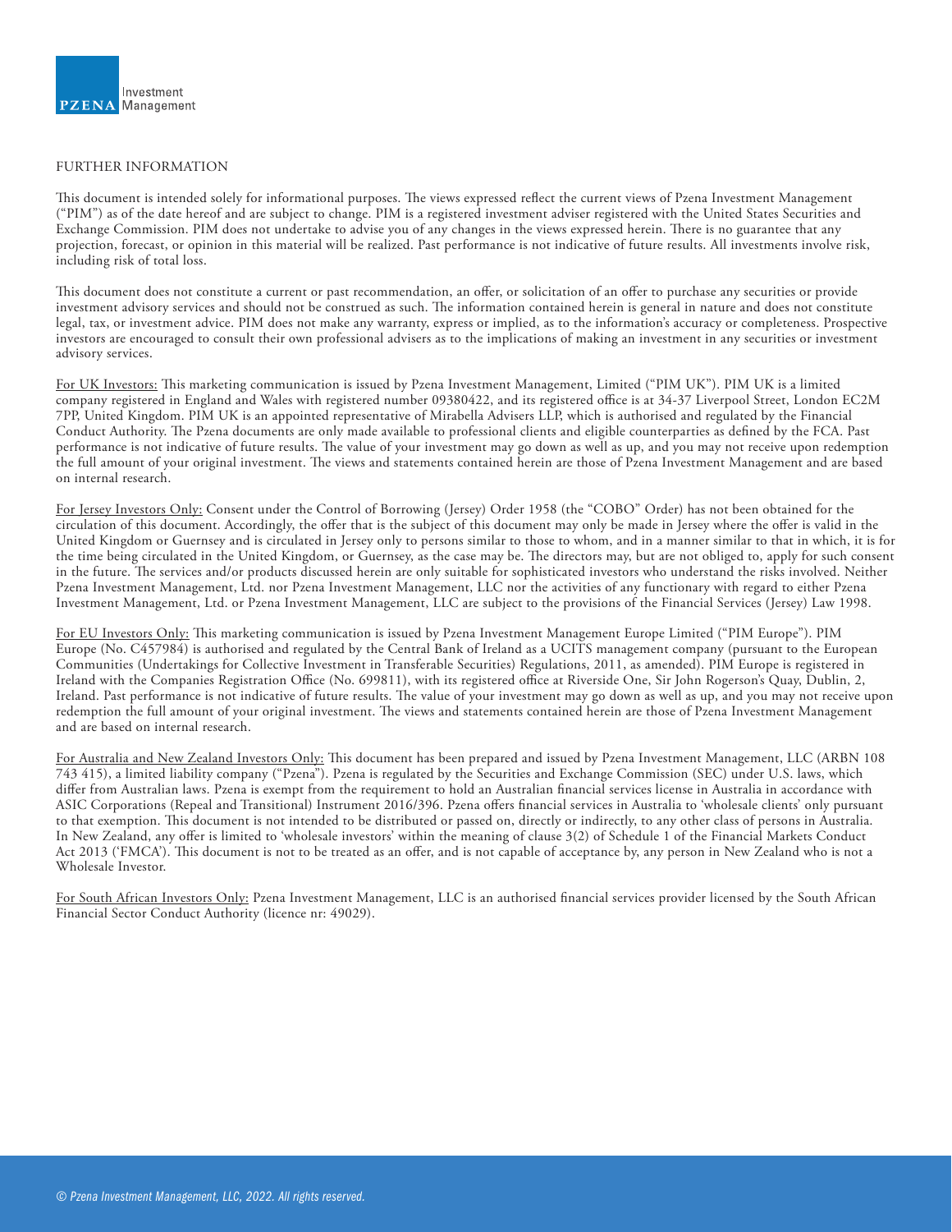FURTHER INFORMATION

This document is intended solely for informational purposes. The views expressed reflect the current views of Pzena Investment Management ("PIM") as of the date hereof and are subject to change. PIM is a registered investment adviser registered with the United States Securities and Exchange Commission. PIM does not undertake to advise you of any changes in the views expressed herein. There is no guarantee that any projection, forecast, or opinion in this material will be realized. Past performance is not indicative of future results. All investments involve risk, including risk of total loss.

This document does not constitute a current or past recommendation, an offer, or solicitation of an offer to purchase any securities or provide investment advisory services and should not be construed as such. The information contained herein is general in nature and does not constitute legal, tax, or investment advice. PIM does not make any warranty, express or implied, as to the information's accuracy or completeness. Prospective investors are encouraged to consult their own professional advisers as to the implications of making an investment in any securities or investment advisory services.

For UK Investors: This marketing communication is issued by Pzena Investment Management, Limited ("PIM UK"). PIM UK is a limited company registered in England and Wales with registered number 09380422, and its registered office is at 34-37 Liverpool Street, London EC2M 7PP, United Kingdom. PIM UK is an appointed representative of Mirabella Advisers LLP, which is authorised and regulated by the Financial Conduct Authority. The Pzena documents are only made available to professional clients and eligible counterparties as defined by the FCA. Past performance is not indicative of future results. The value of your investment may go down as well as up, and you may not receive upon redemption the full amount of your original investment. The views and statements contained herein are those of Pzena Investment Management and are based on internal research.

For Jersey Investors Only: Consent under the Control of Borrowing (Jersey) Order 1958 (the "COBO" Order) has not been obtained for the circulation of this document. Accordingly, the offer that is the subject of this document may only be made in Jersey where the offer is valid in the United Kingdom or Guernsey and is circulated in Jersey only to persons similar to those to whom, and in a manner similar to that in which, it is for the time being circulated in the United Kingdom, or Guernsey, as the case may be. The directors may, but are not obliged to, apply for such consent in the future. The services and/or products discussed herein are only suitable for sophisticated investors who understand the risks involved. Neither Pzena Investment Management, Ltd. nor Pzena Investment Management, LLC nor the activities of any functionary with regard to either Pzena Investment Management, Ltd. or Pzena Investment Management, LLC are subject to the provisions of the Financial Services (Jersey) Law 1998.

For EU Investors Only: This marketing communication is issued by Pzena Investment Management Europe Limited ("PIM Europe"). PIM Europe (No. C457984) is authorised and regulated by the Central Bank of Ireland as a UCITS management company (pursuant to the European Communities (Undertakings for Collective Investment in Transferable Securities) Regulations, 2011, as amended). PIM Europe is registered in Ireland with the Companies Registration Office (No. 699811), with its registered office at Riverside One, Sir John Rogerson's Quay, Dublin, 2, Ireland. Past performance is not indicative of future results. The value of your investment may go down as well as up, and you may not receive upon redemption the full amount of your original investment. The views and statements contained herein are those of Pzena Investment Management and are based on internal research.

For Australia and New Zealand Investors Only: This document has been prepared and issued by Pzena Investment Management, LLC (ARBN 108 743 415), a limited liability company ("Pzena"). Pzena is regulated by the Securities and Exchange Commission (SEC) under U.S. laws, which differ from Australian laws. Pzena is exempt from the requirement to hold an Australian financial services license in Australia in accordance with ASIC Corporations (Repeal and Transitional) Instrument 2016/396. Pzena offers financial services in Australia to 'wholesale clients' only pursuant to that exemption. This document is not intended to be distributed or passed on, directly or indirectly, to any other class of persons in Australia. In New Zealand, any offer is limited to 'wholesale investors' within the meaning of clause 3(2) of Schedule 1 of the Financial Markets Conduct Act 2013 ('FMCA'). This document is not to be treated as an offer, and is not capable of acceptance by, any person in New Zealand who is not a Wholesale Investor.

For South African Investors Only: Pzena Investment Management, LLC is an authorised financial services provider licensed by the South African Financial Sector Conduct Authority (licence nr: 49029).

*© Pzena Investment Management, LLC, 2022. All rights reserved.*